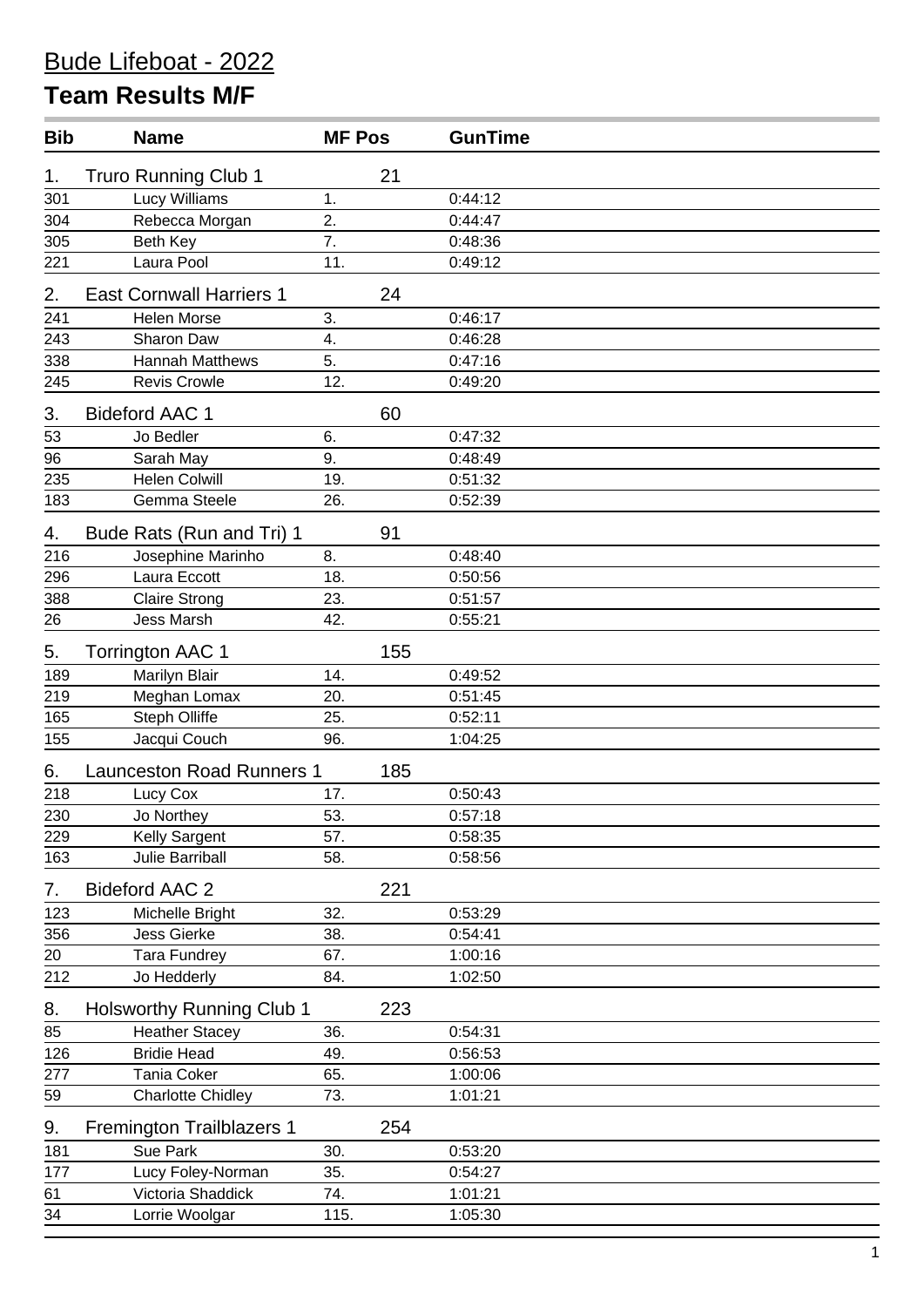# Bude Lifeboat - 2022

## Team Results M/F

| Bib | Name | MF Pos | GunTime |
|---|---|---|---|
| 1. | Truro Running Club 1 | 21 | |
| 301 | Lucy Williams | 1. | 0:44:12 |
| 304 | Rebecca Morgan | 2. | 0:44:47 |
| 305 | Beth Key | 7. | 0:48:36 |
| 221 | Laura Pool | 11. | 0:49:12 |
| 2. | East Cornwall Harriers 1 | 24 | |
| 241 | Helen Morse | 3. | 0:46:17 |
| 243 | Sharon Daw | 4. | 0:46:28 |
| 338 | Hannah Matthews | 5. | 0:47:16 |
| 245 | Revis Crowle | 12. | 0:49:20 |
| 3. | Bideford AAC 1 | 60 | |
| 53 | Jo Bedler | 6. | 0:47:32 |
| 96 | Sarah May | 9. | 0:48:49 |
| 235 | Helen Colwill | 19. | 0:51:32 |
| 183 | Gemma Steele | 26. | 0:52:39 |
| 4. | Bude Rats (Run and Tri) 1 | 91 | |
| 216 | Josephine Marinho | 8. | 0:48:40 |
| 296 | Laura Eccott | 18. | 0:50:56 |
| 388 | Claire Strong | 23. | 0:51:57 |
| 26 | Jess Marsh | 42. | 0:55:21 |
| 5. | Torrington AAC 1 | 155 | |
| 189 | Marilyn Blair | 14. | 0:49:52 |
| 219 | Meghan Lomax | 20. | 0:51:45 |
| 165 | Steph Olliffe | 25. | 0:52:11 |
| 155 | Jacqui Couch | 96. | 1:04:25 |
| 6. | Launceston Road Runners 1 | 185 | |
| 218 | Lucy Cox | 17. | 0:50:43 |
| 230 | Jo Northey | 53. | 0:57:18 |
| 229 | Kelly Sargent | 57. | 0:58:35 |
| 163 | Julie Barriball | 58. | 0:58:56 |
| 7. | Bideford AAC 2 | 221 | |
| 123 | Michelle Bright | 32. | 0:53:29 |
| 356 | Jess Gierke | 38. | 0:54:41 |
| 20 | Tara Fundrey | 67. | 1:00:16 |
| 212 | Jo Hedderly | 84. | 1:02:50 |
| 8. | Holsworthy Running Club 1 | 223 | |
| 85 | Heather Stacey | 36. | 0:54:31 |
| 126 | Bridie Head | 49. | 0:56:53 |
| 277 | Tania Coker | 65. | 1:00:06 |
| 59 | Charlotte Chidley | 73. | 1:01:21 |
| 9. | Fremington Trailblazers 1 | 254 | |
| 181 | Sue Park | 30. | 0:53:20 |
| 177 | Lucy Foley-Norman | 35. | 0:54:27 |
| 61 | Victoria Shaddick | 74. | 1:01:21 |
| 34 | Lorrie Woolgar | 115. | 1:05:30 |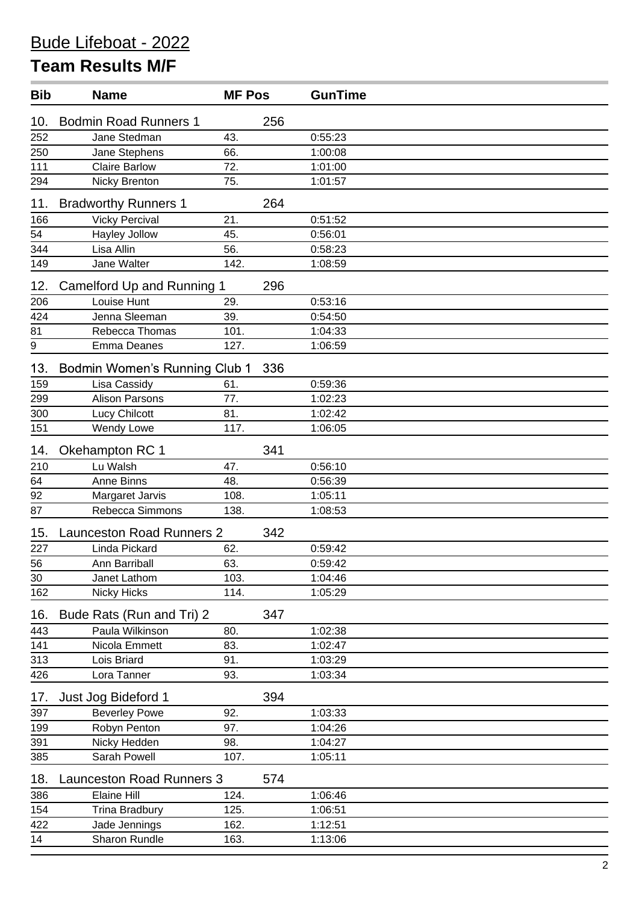# Bude Lifeboat - 2022

## Team Results M/F

| Bib | Name | MF Pos | | GunTime |
|---|---|---|---|---|
| 10. | Bodmin Road Runners 1 | | 256 | |
| 252 | Jane Stedman | 43. | | 0:55:23 |
| 250 | Jane Stephens | 66. | | 1:00:08 |
| 111 | Claire Barlow | 72. | | 1:01:00 |
| 294 | Nicky Brenton | 75. | | 1:01:57 |
| 11. | Bradworthy Runners 1 | | 264 | |
| 166 | Vicky Percival | 21. | | 0:51:52 |
| 54 | Hayley Jollow | 45. | | 0:56:01 |
| 344 | Lisa Allin | 56. | | 0:58:23 |
| 149 | Jane Walter | 142. | | 1:08:59 |
| 12. | Camelford Up and Running 1 | | 296 | |
| 206 | Louise Hunt | 29. | | 0:53:16 |
| 424 | Jenna Sleeman | 39. | | 0:54:50 |
| 81 | Rebecca Thomas | 101. | | 1:04:33 |
| 9 | Emma Deanes | 127. | | 1:06:59 |
| 13. | Bodmin Women's Running Club 1 | | 336 | |
| 159 | Lisa Cassidy | 61. | | 0:59:36 |
| 299 | Alison Parsons | 77. | | 1:02:23 |
| 300 | Lucy Chilcott | 81. | | 1:02:42 |
| 151 | Wendy Lowe | 117. | | 1:06:05 |
| 14. | Okehampton RC 1 | | 341 | |
| 210 | Lu Walsh | 47. | | 0:56:10 |
| 64 | Anne Binns | 48. | | 0:56:39 |
| 92 | Margaret Jarvis | 108. | | 1:05:11 |
| 87 | Rebecca Simmons | 138. | | 1:08:53 |
| 15. | Launceston Road Runners 2 | | 342 | |
| 227 | Linda Pickard | 62. | | 0:59:42 |
| 56 | Ann Barriball | 63. | | 0:59:42 |
| 30 | Janet Lathom | 103. | | 1:04:46 |
| 162 | Nicky Hicks | 114. | | 1:05:29 |
| 16. | Bude Rats (Run and Tri) 2 | | 347 | |
| 443 | Paula Wilkinson | 80. | | 1:02:38 |
| 141 | Nicola Emmett | 83. | | 1:02:47 |
| 313 | Lois Briard | 91. | | 1:03:29 |
| 426 | Lora Tanner | 93. | | 1:03:34 |
| 17. | Just Jog Bideford 1 | | 394 | |
| 397 | Beverley Powe | 92. | | 1:03:33 |
| 199 | Robyn Penton | 97. | | 1:04:26 |
| 391 | Nicky Hedden | 98. | | 1:04:27 |
| 385 | Sarah Powell | 107. | | 1:05:11 |
| 18. | Launceston Road Runners 3 | | 574 | |
| 386 | Elaine Hill | 124. | | 1:06:46 |
| 154 | Trina Bradbury | 125. | | 1:06:51 |
| 422 | Jade Jennings | 162. | | 1:12:51 |
| 14 | Sharon Rundle | 163. | | 1:13:06 |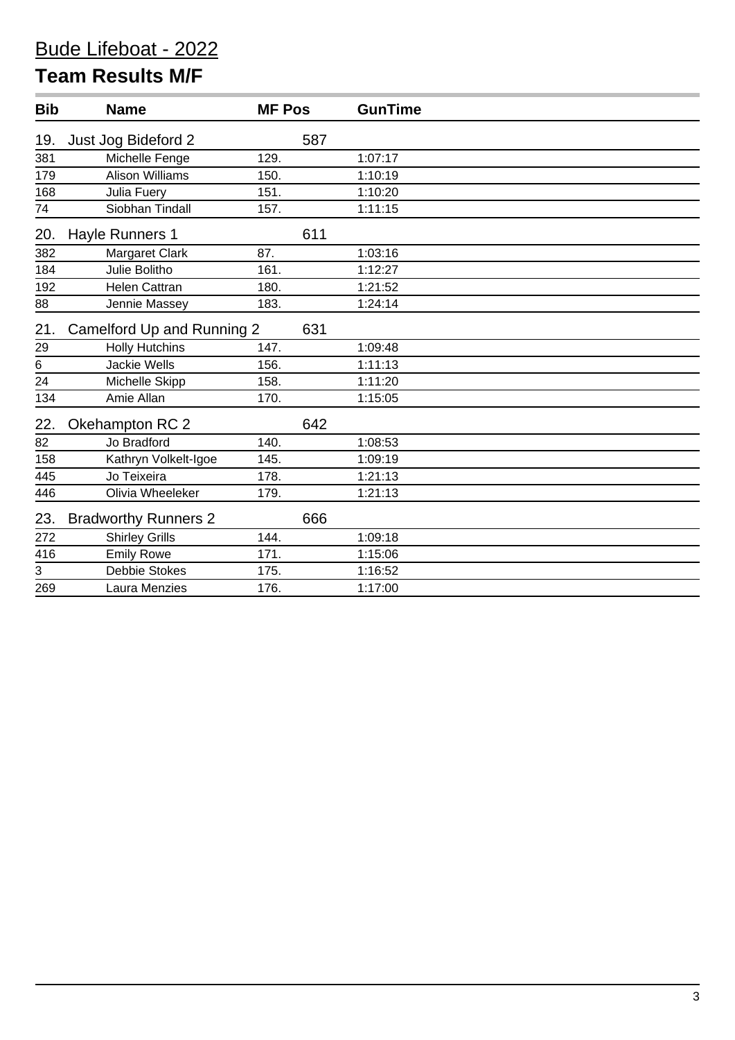# Bude Lifeboat - 2022

## Team Results M/F

| Bib | Name | MF Pos | GunTime |
|---|---|---|---|
| 19. | Just Jog Bideford 2 | 587 | |
| 381 | Michelle Fenge | 129. | 1:07:17 |
| 179 | Alison Williams | 150. | 1:10:19 |
| 168 | Julia Fuery | 151. | 1:10:20 |
| 74 | Siobhan Tindall | 157. | 1:11:15 |
| 20. | Hayle Runners 1 | 611 | |
| 382 | Margaret Clark | 87. | 1:03:16 |
| 184 | Julie Bolitho | 161. | 1:12:27 |
| 192 | Helen Cattran | 180. | 1:21:52 |
| 88 | Jennie Massey | 183. | 1:24:14 |
| 21. | Camelford Up and Running 2 | 631 | |
| 29 | Holly Hutchins | 147. | 1:09:48 |
| 6 | Jackie Wells | 156. | 1:11:13 |
| 24 | Michelle Skipp | 158. | 1:11:20 |
| 134 | Amie Allan | 170. | 1:15:05 |
| 22. | Okehampton RC 2 | 642 | |
| 82 | Jo Bradford | 140. | 1:08:53 |
| 158 | Kathryn Volkelt-Igoe | 145. | 1:09:19 |
| 445 | Jo Teixeira | 178. | 1:21:13 |
| 446 | Olivia Wheeleker | 179. | 1:21:13 |
| 23. | Bradworthy Runners 2 | 666 | |
| 272 | Shirley Grills | 144. | 1:09:18 |
| 416 | Emily Rowe | 171. | 1:15:06 |
| 3 | Debbie Stokes | 175. | 1:16:52 |
| 269 | Laura Menzies | 176. | 1:17:00 |